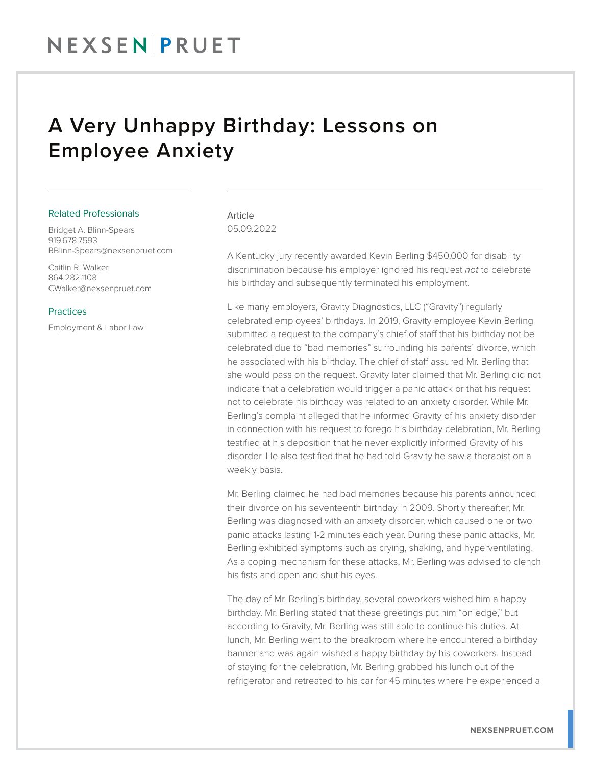# A Very Unhappy Birthday: Lessons on Employee Anxiety

Related Professionals

Bridget A. Blinn-Spears
919.678.7593
BBlinn-Spears@nexsenpruet.com

Caitlin R. Walker
864.282.1108
CWalker@nexsenpruet.com

Practices

Employment & Labor Law

Article
05.09.2022

A Kentucky jury recently awarded Kevin Berling $450,000 for disability discrimination because his employer ignored his request *not* to celebrate his birthday and subsequently terminated his employment.

Like many employers, Gravity Diagnostics, LLC ("Gravity") regularly celebrated employees' birthdays. In 2019, Gravity employee Kevin Berling submitted a request to the company's chief of staff that his birthday not be celebrated due to "bad memories" surrounding his parents' divorce, which he associated with his birthday. The chief of staff assured Mr. Berling that she would pass on the request. Gravity later claimed that Mr. Berling did not indicate that a celebration would trigger a panic attack or that his request not to celebrate his birthday was related to an anxiety disorder. While Mr. Berling's complaint alleged that he informed Gravity of his anxiety disorder in connection with his request to forego his birthday celebration, Mr. Berling testified at his deposition that he never explicitly informed Gravity of his disorder. He also testified that he had told Gravity he saw a therapist on a weekly basis.

Mr. Berling claimed he had bad memories because his parents announced their divorce on his seventeenth birthday in 2009. Shortly thereafter, Mr. Berling was diagnosed with an anxiety disorder, which caused one or two panic attacks lasting 1-2 minutes each year. During these panic attacks, Mr. Berling exhibited symptoms such as crying, shaking, and hyperventilating. As a coping mechanism for these attacks, Mr. Berling was advised to clench his fists and open and shut his eyes.

The day of Mr. Berling's birthday, several coworkers wished him a happy birthday. Mr. Berling stated that these greetings put him "on edge," but according to Gravity, Mr. Berling was still able to continue his duties. At lunch, Mr. Berling went to the breakroom where he encountered a birthday banner and was again wished a happy birthday by his coworkers. Instead of staying for the celebration, Mr. Berling grabbed his lunch out of the refrigerator and retreated to his car for 45 minutes where he experienced a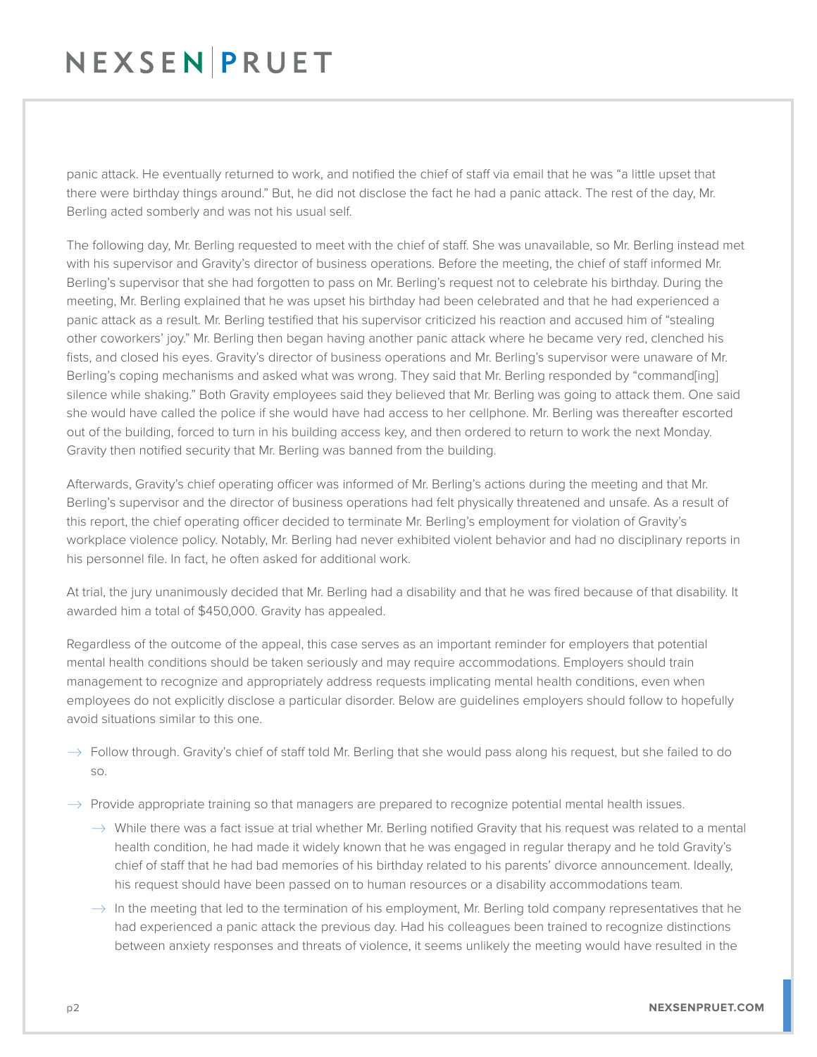panic attack. He eventually returned to work, and notified the chief of staff via email that he was "a little upset that there were birthday things around." But, he did not disclose the fact he had a panic attack. The rest of the day, Mr. Berling acted somberly and was not his usual self.

The following day, Mr. Berling requested to meet with the chief of staff. She was unavailable, so Mr. Berling instead met with his supervisor and Gravity's director of business operations. Before the meeting, the chief of staff informed Mr. Berling's supervisor that she had forgotten to pass on Mr. Berling's request not to celebrate his birthday. During the meeting, Mr. Berling explained that he was upset his birthday had been celebrated and that he had experienced a panic attack as a result. Mr. Berling testified that his supervisor criticized his reaction and accused him of "stealing other coworkers' joy." Mr. Berling then began having another panic attack where he became very red, clenched his fists, and closed his eyes. Gravity's director of business operations and Mr. Berling's supervisor were unaware of Mr. Berling's coping mechanisms and asked what was wrong. They said that Mr. Berling responded by "command[ing] silence while shaking." Both Gravity employees said they believed that Mr. Berling was going to attack them. One said she would have called the police if she would have had access to her cellphone. Mr. Berling was thereafter escorted out of the building, forced to turn in his building access key, and then ordered to return to work the next Monday. Gravity then notified security that Mr. Berling was banned from the building.

Afterwards, Gravity's chief operating officer was informed of Mr. Berling's actions during the meeting and that Mr. Berling's supervisor and the director of business operations had felt physically threatened and unsafe. As a result of this report, the chief operating officer decided to terminate Mr. Berling's employment for violation of Gravity's workplace violence policy. Notably, Mr. Berling had never exhibited violent behavior and had no disciplinary reports in his personnel file. In fact, he often asked for additional work.

At trial, the jury unanimously decided that Mr. Berling had a disability and that he was fired because of that disability. It awarded him a total of $450,000. Gravity has appealed.

Regardless of the outcome of the appeal, this case serves as an important reminder for employers that potential mental health conditions should be taken seriously and may require accommodations. Employers should train management to recognize and appropriately address requests implicating mental health conditions, even when employees do not explicitly disclose a particular disorder. Below are guidelines employers should follow to hopefully avoid situations similar to this one.

- Follow through. Gravity's chief of staff told Mr. Berling that she would pass along his request, but she failed to do so.
- Provide appropriate training so that managers are prepared to recognize potential mental health issues.
  - While there was a fact issue at trial whether Mr. Berling notified Gravity that his request was related to a mental health condition, he had made it widely known that he was engaged in regular therapy and he told Gravity's chief of staff that he had bad memories of his birthday related to his parents' divorce announcement. Ideally, his request should have been passed on to human resources or a disability accommodations team.
  - In the meeting that led to the termination of his employment, Mr. Berling told company representatives that he had experienced a panic attack the previous day. Had his colleagues been trained to recognize distinctions between anxiety responses and threats of violence, it seems unlikely the meeting would have resulted in the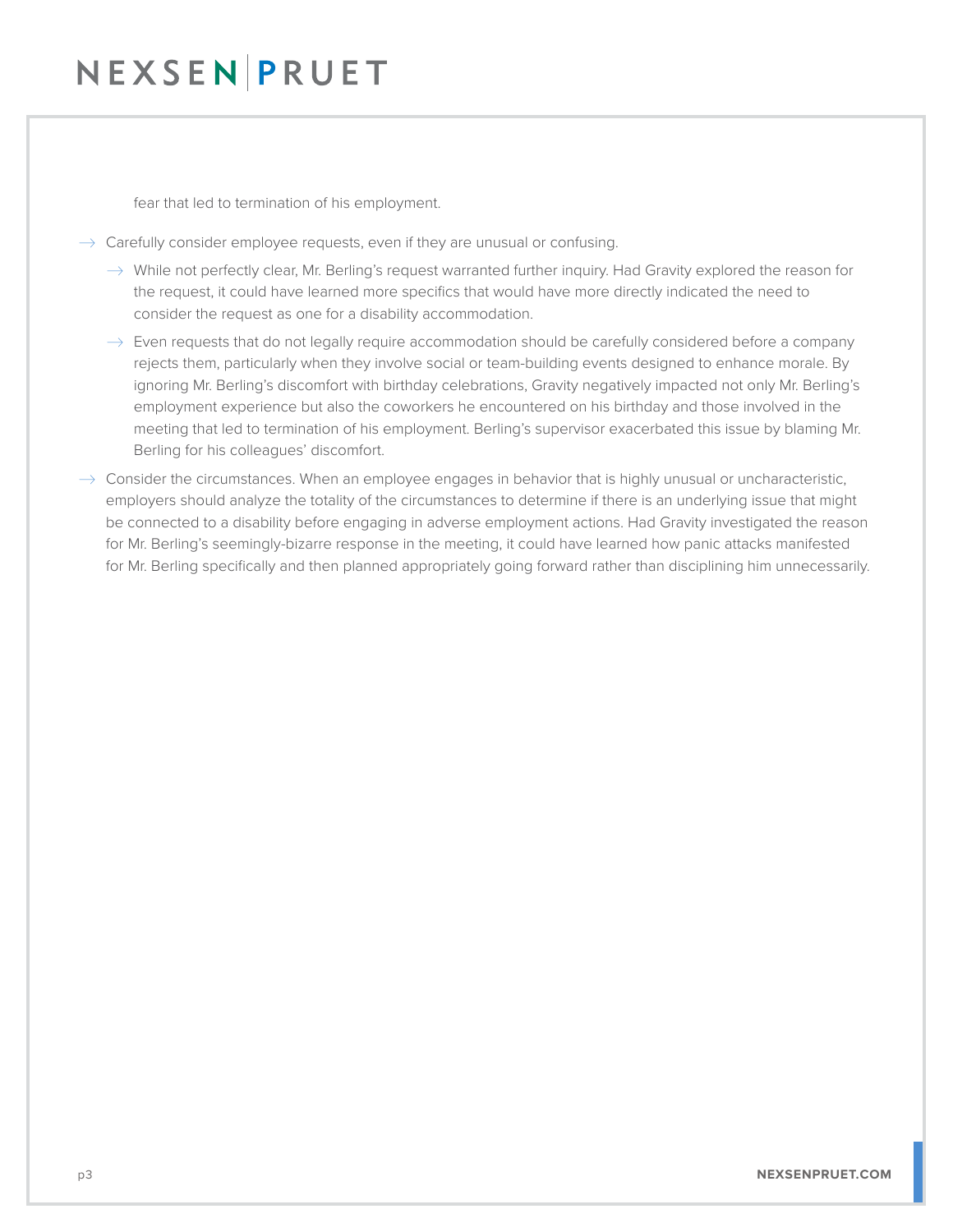fear that led to termination of his employment.

- Carefully consider employee requests, even if they are unusual or confusing.
  - While not perfectly clear, Mr. Berling's request warranted further inquiry. Had Gravity explored the reason for the request, it could have learned more specifics that would have more directly indicated the need to consider the request as one for a disability accommodation.
  - Even requests that do not legally require accommodation should be carefully considered before a company rejects them, particularly when they involve social or team-building events designed to enhance morale. By ignoring Mr. Berling's discomfort with birthday celebrations, Gravity negatively impacted not only Mr. Berling's employment experience but also the coworkers he encountered on his birthday and those involved in the meeting that led to termination of his employment. Berling's supervisor exacerbated this issue by blaming Mr. Berling for his colleagues' discomfort.
- Consider the circumstances. When an employee engages in behavior that is highly unusual or uncharacteristic, employers should analyze the totality of the circumstances to determine if there is an underlying issue that might be connected to a disability before engaging in adverse employment actions. Had Gravity investigated the reason for Mr. Berling's seemingly-bizarre response in the meeting, it could have learned how panic attacks manifested for Mr. Berling specifically and then planned appropriately going forward rather than disciplining him unnecessarily.